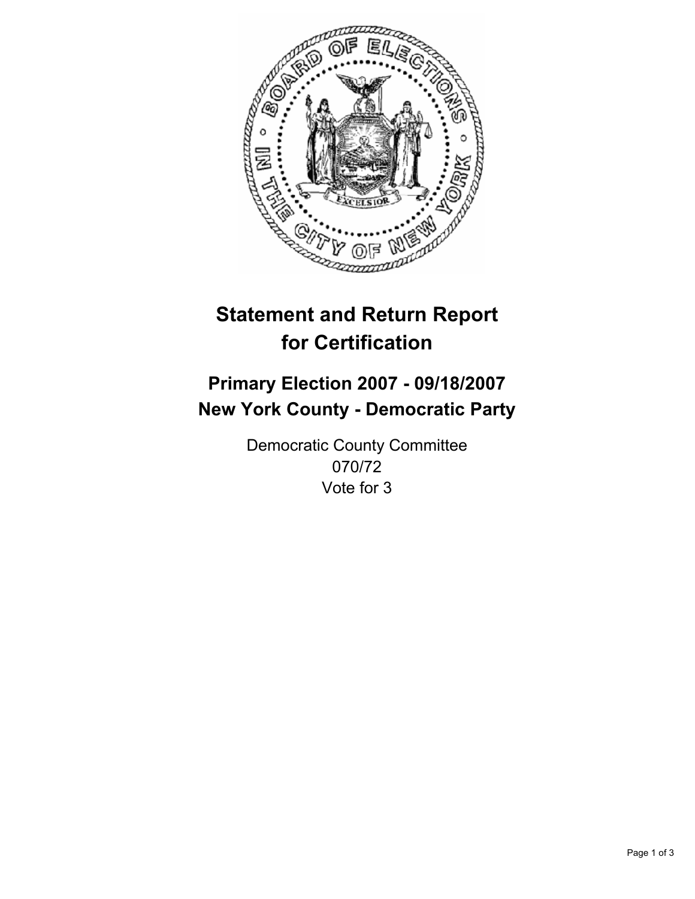# Statement and Return Report for Certification

## Primary Election 2007 - 09/18/2007
## New York County - Democratic Party

Democratic County Committee
070/72
Vote for 3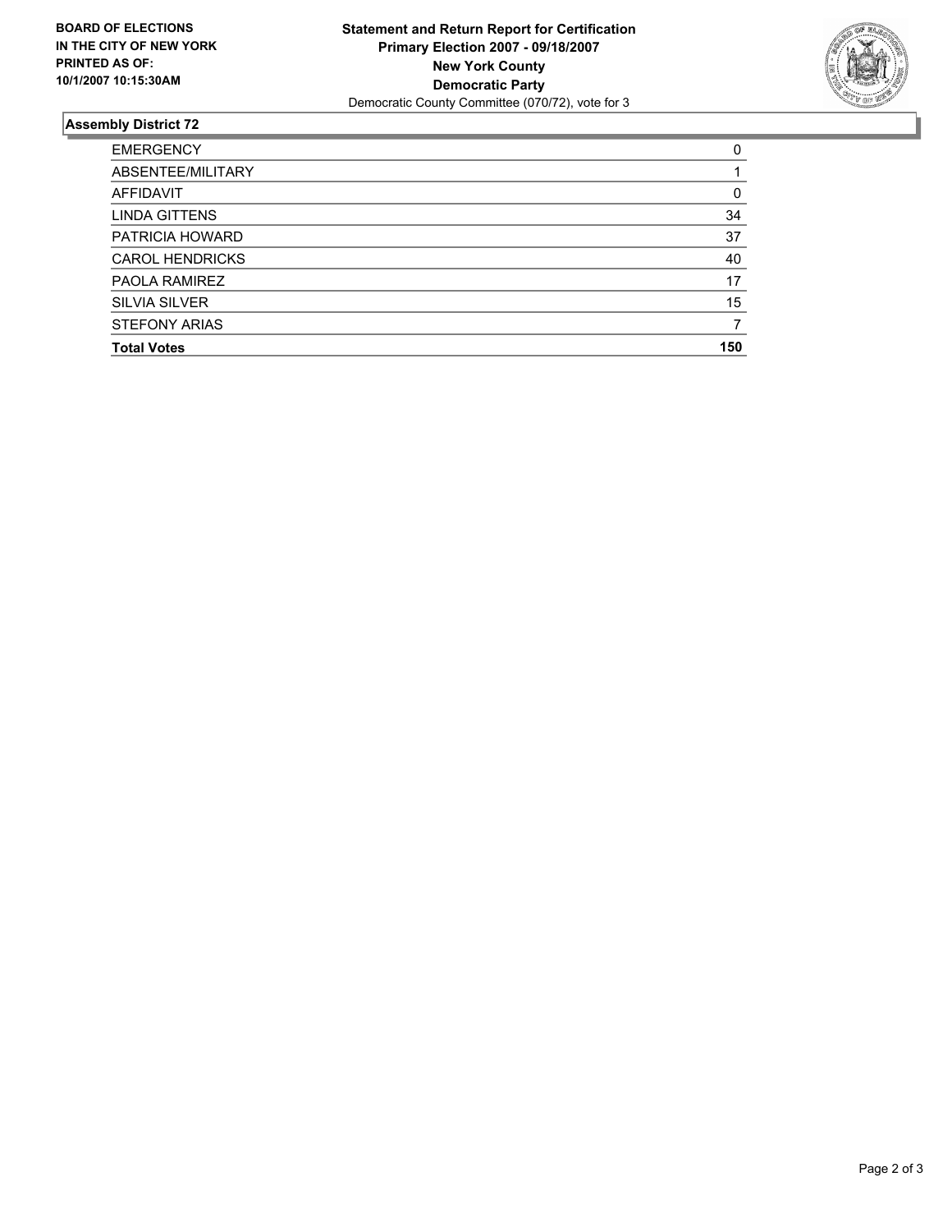**BOARD OF ELECTIONS IN THE CITY OF NEW YORK PRINTED AS OF: 10/1/2007 10:15:30AM**

**Statement and Return Report for Certification**
**Primary Election 2007 - 09/18/2007**
**New York County**
**Democratic Party**
Democratic County Committee (070/72), vote for 3

### Assembly District 72

| | |
|---|---|
| EMERGENCY | 0 |
| ABSENTEE/MILITARY | 1 |
| AFFIDAVIT | 0 |
| LINDA GITTENS | 34 |
| PATRICIA HOWARD | 37 |
| CAROL HENDRICKS | 40 |
| PAOLA RAMIREZ | 17 |
| SILVIA SILVER | 15 |
| STEFONY ARIAS | 7 |
| **Total Votes** | **150** |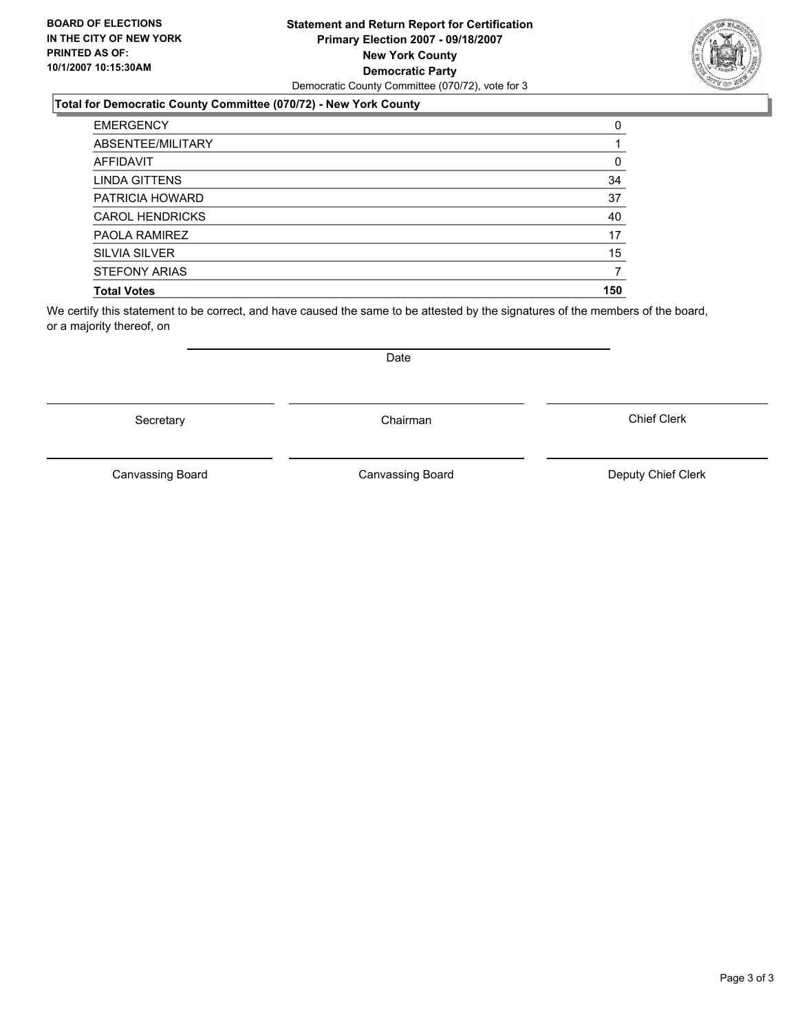**BOARD OF ELECTIONS IN THE CITY OF NEW YORK PRINTED AS OF: 10/1/2007 10:15:30AM**

**Statement and Return Report for Certification**
**Primary Election 2007 - 09/18/2007**
**New York County**
**Democratic Party**
Democratic County Committee (070/72), vote for 3

### Total for Democratic County Committee (070/72) - New York County

| | |
|---|---|
| EMERGENCY | 0 |
| ABSENTEE/MILITARY | 1 |
| AFFIDAVIT | 0 |
| LINDA GITTENS | 34 |
| PATRICIA HOWARD | 37 |
| CAROL HENDRICKS | 40 |
| PAOLA RAMIREZ | 17 |
| SILVIA SILVER | 15 |
| STEFONY ARIAS | 7 |
| **Total Votes** | **150** |

We certify this statement to be correct, and have caused the same to be attested by the signatures of the members of the board, or a majority thereof, on

Date

Secretary

Chairman

Chief Clerk

Canvassing Board

Canvassing Board

Deputy Chief Clerk